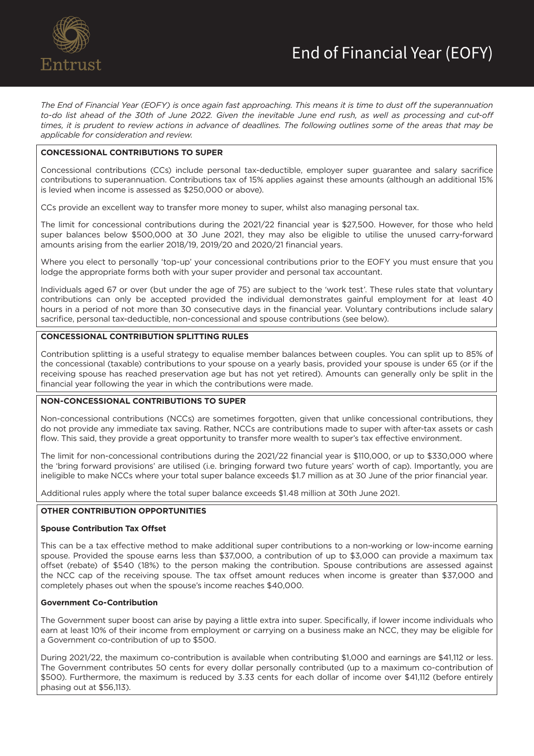# End of Financial Year (EOFY)

*The End of Financial Year (EOFY) is once again fast approaching. This means it is time to dust off the superannuation to-do list ahead of the 30th of June 2022. Given the inevitable June end rush, as well as processing and cut-off times, it is prudent to review actions in advance of deadlines. The following outlines some of the areas that may be applicable for consideration and review.*

## CONCESSIONAL CONTRIBUTIONS TO SUPER

Concessional contributions (CCs) include personal tax-deductible, employer super guarantee and salary sacrifice contributions to superannuation. Contributions tax of 15% applies against these amounts (although an additional 15% is levied when income is assessed as $250,000 or above).

CCs provide an excellent way to transfer more money to super, whilst also managing personal tax.

The limit for concessional contributions during the 2021/22 financial year is $27,500. However, for those who held super balances below $500,000 at 30 June 2021, they may also be eligible to utilise the unused carry-forward amounts arising from the earlier 2018/19, 2019/20 and 2020/21 financial years.

Where you elect to personally 'top-up' your concessional contributions prior to the EOFY you must ensure that you lodge the appropriate forms both with your super provider and personal tax accountant.

Individuals aged 67 or over (but under the age of 75) are subject to the 'work test'. These rules state that voluntary contributions can only be accepted provided the individual demonstrates gainful employment for at least 40 hours in a period of not more than 30 consecutive days in the financial year. Voluntary contributions include salary sacrifice, personal tax-deductible, non-concessional and spouse contributions (see below).

## CONCESSIONAL CONTRIBUTION SPLITTING RULES

Contribution splitting is a useful strategy to equalise member balances between couples. You can split up to 85% of the concessional (taxable) contributions to your spouse on a yearly basis, provided your spouse is under 65 (or if the receiving spouse has reached preservation age but has not yet retired). Amounts can generally only be split in the financial year following the year in which the contributions were made.

## NON-CONCESSIONAL CONTRIBUTIONS TO SUPER

Non-concessional contributions (NCCs) are sometimes forgotten, given that unlike concessional contributions, they do not provide any immediate tax saving. Rather, NCCs are contributions made to super with after-tax assets or cash flow. This said, they provide a great opportunity to transfer more wealth to super's tax effective environment.

The limit for non-concessional contributions during the 2021/22 financial year is $110,000, or up to $330,000 where the 'bring forward provisions' are utilised (i.e. bringing forward two future years' worth of cap). Importantly, you are ineligible to make NCCs where your total super balance exceeds $1.7 million as at 30 June of the prior financial year.

Additional rules apply where the total super balance exceeds $1.48 million at 30th June 2021.

## OTHER CONTRIBUTION OPPORTUNITIES

### Spouse Contribution Tax Offset

This can be a tax effective method to make additional super contributions to a non-working or low-income earning spouse. Provided the spouse earns less than $37,000, a contribution of up to $3,000 can provide a maximum tax offset (rebate) of $540 (18%) to the person making the contribution. Spouse contributions are assessed against the NCC cap of the receiving spouse. The tax offset amount reduces when income is greater than $37,000 and completely phases out when the spouse's income reaches $40,000.

### Government Co-Contribution

The Government super boost can arise by paying a little extra into super. Specifically, if lower income individuals who earn at least 10% of their income from employment or carrying on a business make an NCC, they may be eligible for a Government co-contribution of up to $500.

During 2021/22, the maximum co-contribution is available when contributing $1,000 and earnings are $41,112 or less. The Government contributes 50 cents for every dollar personally contributed (up to a maximum co-contribution of $500). Furthermore, the maximum is reduced by 3.33 cents for each dollar of income over $41,112 (before entirely phasing out at $56,113).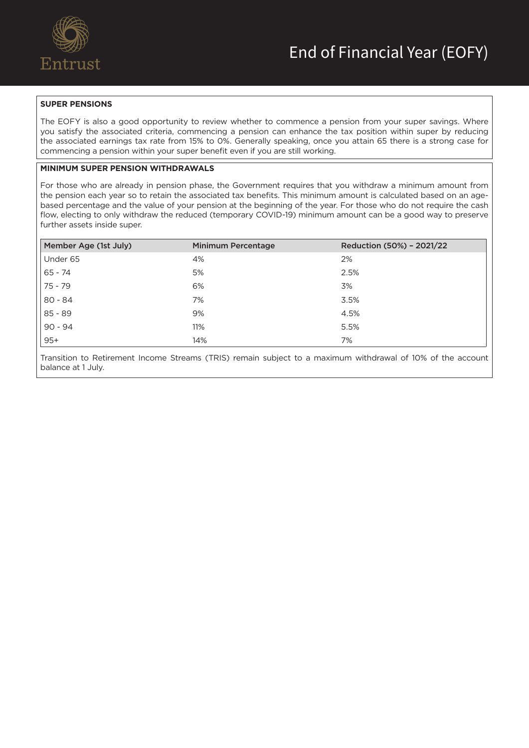## SUPER PENSIONS

The EOFY is also a good opportunity to review whether to commence a pension from your super savings. Where you satisfy the associated criteria, commencing a pension can enhance the tax position within super by reducing the associated earnings tax rate from 15% to 0%. Generally speaking, once you attain 65 there is a strong case for commencing a pension within your super benefit even if you are still working.

## MINIMUM SUPER PENSION WITHDRAWALS

For those who are already in pension phase, the Government requires that you withdraw a minimum amount from the pension each year so to retain the associated tax benefits. This minimum amount is calculated based on an age-based percentage and the value of your pension at the beginning of the year. For those who do not require the cash flow, electing to only withdraw the reduced (temporary COVID-19) minimum amount can be a good way to preserve further assets inside super.

| Member Age (1st July) | Minimum Percentage | Reduction (50%) – 2021/22 |
|---|---|---|
| Under 65 | 4% | 2% |
| 65 - 74 | 5% | 2.5% |
| 75 - 79 | 6% | 3% |
| 80 - 84 | 7% | 3.5% |
| 85 - 89 | 9% | 4.5% |
| 90 - 94 | 11% | 5.5% |
| 95+ | 14% | 7% |

Transition to Retirement Income Streams (TRIS) remain subject to a maximum withdrawal of 10% of the account balance at 1 July.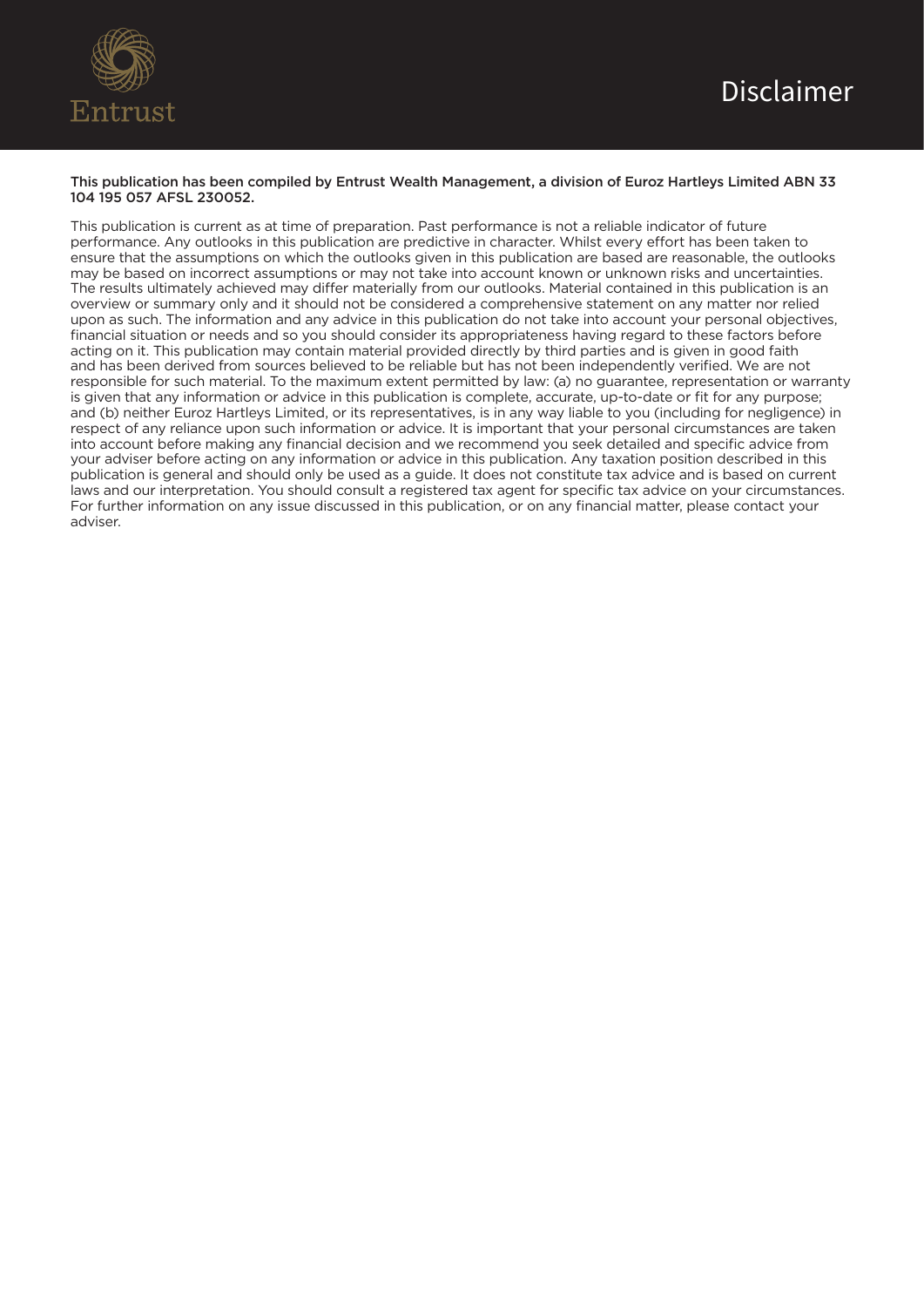# Disclaimer

**This publication has been compiled by Entrust Wealth Management, a division of Euroz Hartleys Limited ABN 33 104 195 057 AFSL 230052.**

This publication is current as at time of preparation. Past performance is not a reliable indicator of future performance. Any outlooks in this publication are predictive in character. Whilst every effort has been taken to ensure that the assumptions on which the outlooks given in this publication are based are reasonable, the outlooks may be based on incorrect assumptions or may not take into account known or unknown risks and uncertainties. The results ultimately achieved may differ materially from our outlooks. Material contained in this publication is an overview or summary only and it should not be considered a comprehensive statement on any matter nor relied upon as such. The information and any advice in this publication do not take into account your personal objectives, financial situation or needs and so you should consider its appropriateness having regard to these factors before acting on it. This publication may contain material provided directly by third parties and is given in good faith and has been derived from sources believed to be reliable but has not been independently verified. We are not responsible for such material. To the maximum extent permitted by law: (a) no guarantee, representation or warranty is given that any information or advice in this publication is complete, accurate, up-to-date or fit for any purpose; and (b) neither Euroz Hartleys Limited, or its representatives, is in any way liable to you (including for negligence) in respect of any reliance upon such information or advice. It is important that your personal circumstances are taken into account before making any financial decision and we recommend you seek detailed and specific advice from your adviser before acting on any information or advice in this publication. Any taxation position described in this publication is general and should only be used as a guide. It does not constitute tax advice and is based on current laws and our interpretation. You should consult a registered tax agent for specific tax advice on your circumstances. For further information on any issue discussed in this publication, or on any financial matter, please contact your adviser.